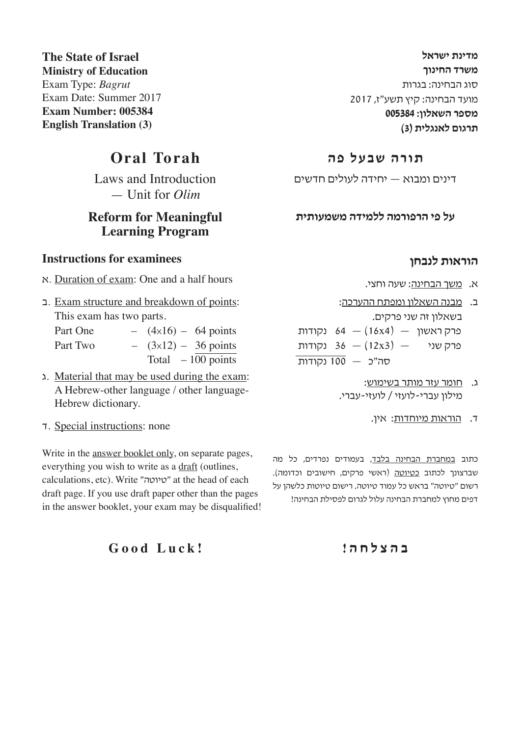**The State of Israel**
**Ministry of Education**
Exam Type: *Bagrut*
Exam Date: Summer 2017
**Exam Number: 005384**
**English Translation (3)**

**מדינת ישראל**
**משרד החינוך**
סוג הבחינה: בגרות
מועד הבחינה: קיץ תשע"ז, 2017
**מספר השאלון: 005384**
**תרגום לאנגלית (3)**

# Oral Torah

# תורה שבעל פה

Laws and Introduction — Unit for *Olim*

דינים ומבוא — יחידה לעולים חדשים

**Reform for Meaningful Learning Program**

**על פי הרפורמה ללמידה משמעותית**

## Instructions for examinees

א. Duration of exam: One and a half hours

ב. Exam structure and breakdown of points:
This exam has two parts.

| | | |
|---|---|---|
| Part One | – (4x16) – | 64 points |
| Part Two | – (3x12) – | 36 points |
| | Total – | 100 points |

ג. Material that may be used during the exam:
A Hebrew-other language / other language-Hebrew dictionary.

ד. Special instructions: none

Write in the answer booklet only, on separate pages, everything you wish to write as a draft (outlines, calculations, etc). Write "טיוטה" at the head of each draft page. If you use draft paper other than the pages in the answer booklet, your exam may be disqualified!

## הוראות לנבחן

א. משך הבחינה: שעה וחצי.

ב. מבנה השאלון ומפתח ההערכה:
בשאלון זה שני פרקים.

| | | |
|---|---|---|
| פרק ראשון | — (16x4) — | 64 נקודות |
| פרק שני | — (12x3) — | 36 נקודות |
| | סה"כ — | 100 נקודות |

ג. חומר עזר מותר בשימוש:
מילון עברי-לועזי / לועזי-עברי.

ד. הוראות מיוחדות: אין.

כתוב במחברת הבחינה בלבד, בעמודים נפרדים, כל מה שברצונך לכתוב כטיוטה (ראשי פרקים, חישובים וכדומה). רשום "טיוטה" בראש כל עמוד טיוטה. רישום טיוטות כלשהן על דפים מחוץ למחברת הבחינה עלול לגרום לפסילת הבחינה!

**Good Luck!**

**בהצלחה!**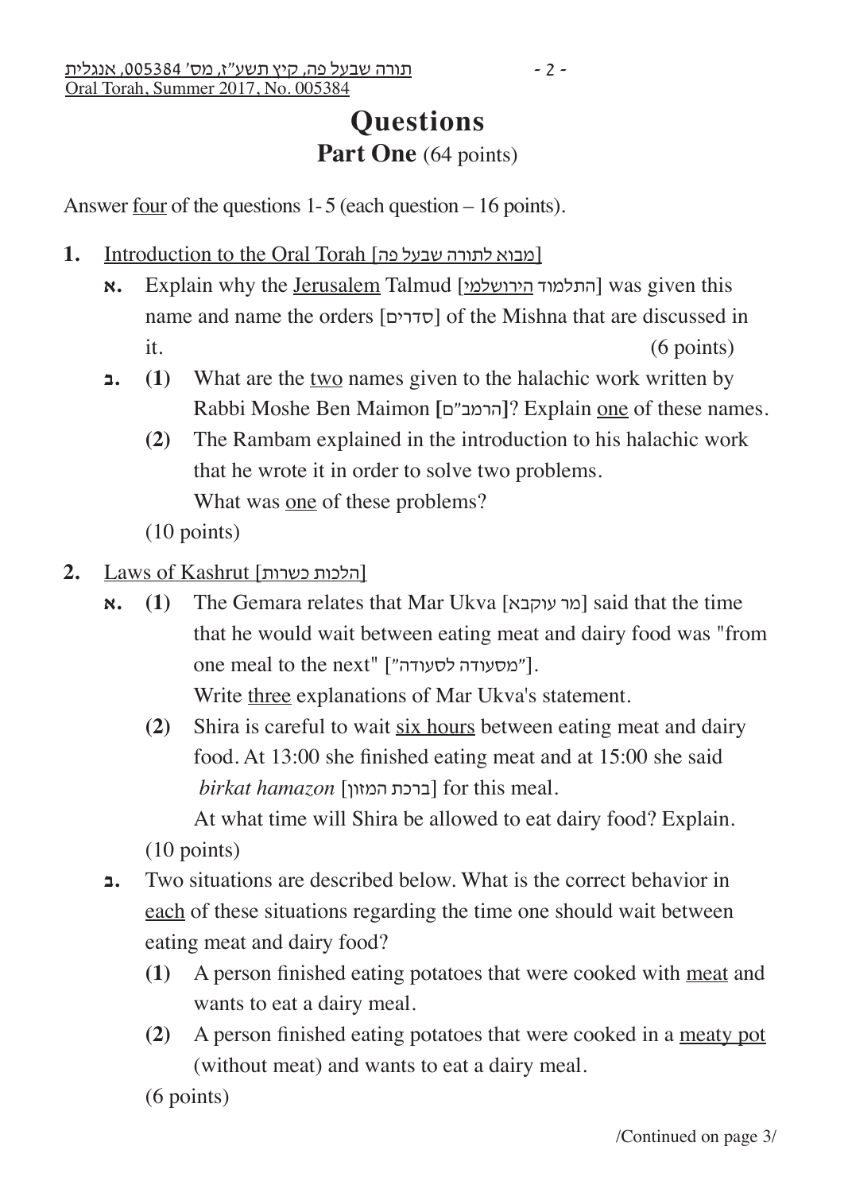# Questions

## Part One (64 points)

Answer four of the questions 1- 5 (each question – 16 points).

**1.** Introduction to the Oral Torah [מבוא לתורה שבעל פה]

**א.** Explain why the Jerusalem Talmud [התלמוד הירושלמי] was given this name and name the orders [סדרים] of the Mishna that are discussed in it. (6 points)

**ב.** **(1)** What are the two names given to the halachic work written by Rabbi Moshe Ben Maimon [הרמב"ם]? Explain one of these names.

**(2)** The Rambam explained in the introduction to his halachic work that he wrote it in order to solve two problems. What was one of these problems?

(10 points)

**2.** Laws of Kashrut [הלכות כשרות]

**א.** **(1)** The Gemara relates that Mar Ukva [מר עוקבא] said that the time that he would wait between eating meat and dairy food was "from one meal to the next" ["מסעודה לסעודה"]. Write three explanations of Mar Ukva's statement.

**(2)** Shira is careful to wait six hours between eating meat and dairy food. At 13:00 she finished eating meat and at 15:00 she said *birkat hamazon* [ברכת המזון] for this meal. At what time will Shira be allowed to eat dairy food? Explain.

(10 points)

**ב.** Two situations are described below. What is the correct behavior in each of these situations regarding the time one should wait between eating meat and dairy food?

**(1)** A person finished eating potatoes that were cooked with meat and wants to eat a dairy meal.

**(2)** A person finished eating potatoes that were cooked in a meaty pot (without meat) and wants to eat a dairy meal.

(6 points)

/Continued on page 3/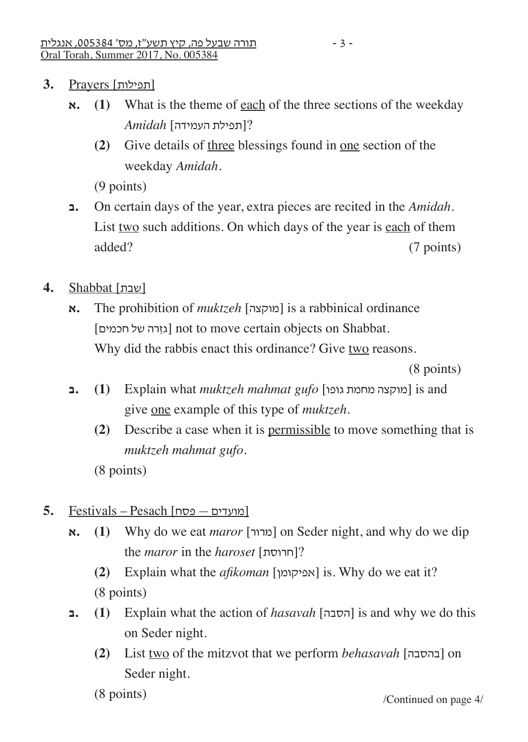**3.** <u>Prayers [תפילות]</u>

**א.** **(1)** What is the theme of <u>each</u> of the three sections of the weekday *Amidah* [תפילת העמידה]?

**(2)** Give details of <u>three</u> blessings found in <u>one</u> section of the weekday *Amidah*.

(9 points)

**ב.** On certain days of the year, extra pieces are recited in the *Amidah*. List <u>two</u> such additions. On which days of the year is <u>each</u> of them added? (7 points)

**4.** <u>Shabbat [שבת]</u>

**א.** The prohibition of *muktzeh* [מוקצה] is a rabbinical ordinance [גזֵרה של חכמים] not to move certain objects on Shabbat. Why did the rabbis enact this ordinance? Give <u>two</u> reasons.

(8 points)

**ב.** **(1)** Explain what *muktzeh mahmat gufo* [מוקצה מחמת גופו] is and give <u>one</u> example of this type of *muktzeh*.

**(2)** Describe a case when it is <u>permissible</u> to move something that is *muktzeh mahmat gufo*.

(8 points)

**5.** <u>Festivals – Pesach [מועדים — פסח]</u>

**א.** **(1)** Why do we eat *maror* [מרור] on Seder night, and why do we dip the *maror* in the *haroset* [חרוסת]?

**(2)** Explain what the *afikoman* [אפיקומן] is. Why do we eat it?

(8 points)

**ב.** **(1)** Explain what the action of *hasavah* [הסבה] is and why we do this on Seder night.

**(2)** List <u>two</u> of the mitzvot that we perform *behasavah* [בהסבה] on Seder night.

(8 points)

/Continued on page 4/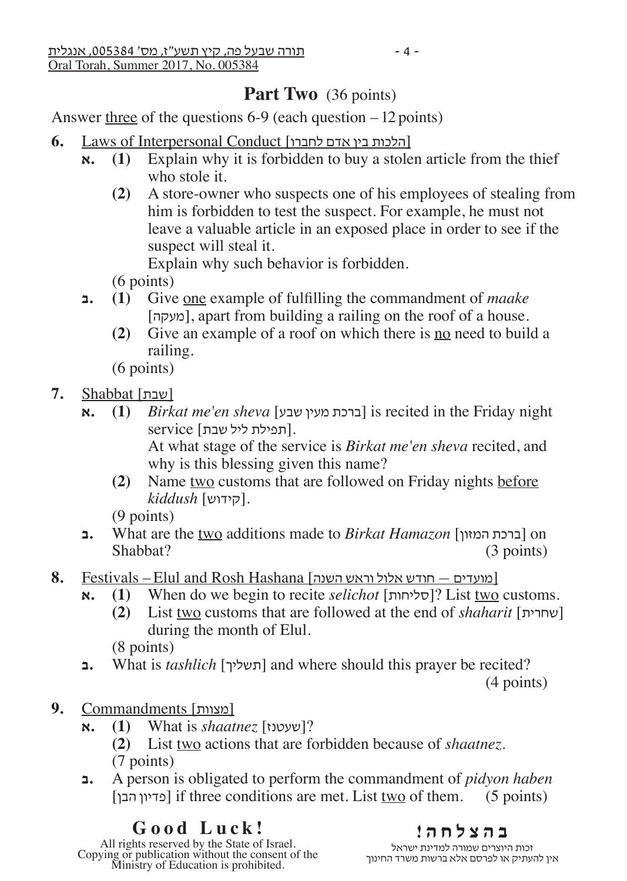## Part Two (36 points)

Answer three of the questions 6-9 (each question – 12 points)

**6.** Laws of Interpersonal Conduct [הלכות בין אדם לחברו]

**א.** **(1)** Explain why it is forbidden to buy a stolen article from the thief who stole it.

**(2)** A store-owner who suspects one of his employees of stealing from him is forbidden to test the suspect. For example, he must not leave a valuable article in an exposed place in order to see if the suspect will steal it.
Explain why such behavior is forbidden.

(6 points)

**ב.** **(1)** Give one example of fulfilling the commandment of *maake* [מעקה], apart from building a railing on the roof of a house.

**(2)** Give an example of a roof on which there is no need to build a railing.

(6 points)

**7.** Shabbat [שבת]

**א.** **(1)** *Birkat me'en sheva* [ברכת מעין שבע] is recited in the Friday night service [תפילת ליל שבת].
At what stage of the service is *Birkat me'en sheva* recited, and why is this blessing given this name?

**(2)** Name two customs that are followed on Friday nights before *kiddush* [קידוש].

(9 points)

**ב.** What are the two additions made to *Birkat Hamazon* [ברכת המזון] on Shabbat? (3 points)

**8.** Festivals – Elul and Rosh Hashana [מועדים — חודש אלול וראש השנה]

**א.** **(1)** When do we begin to recite *selichot* [סליחות]? List two customs.

**(2)** List two customs that are followed at the end of *shaharit* [שחרית] during the month of Elul.

(8 points)

**ב.** What is *tashlich* [תשליך] and where should this prayer be recited? (4 points)

**9.** Commandments [מצוות]

**א.** **(1)** What is *shaatnez* [שעטנז]?

**(2)** List two actions that are forbidden because of *shaatnez*.

(7 points)

**ב.** A person is obligated to perform the commandment of *pidyon haben* [פדיון הבן] if three conditions are met. List two of them. (5 points)

**Good Luck!**

All rights reserved by the State of Israel.
Copying or publication without the consent of the Ministry of Education is prohibited.

**בהצלחה!**

זכות היוצרים שמורה למדינת ישראל
אין להעתיק או לפרסם אלא ברשות משרד החינוך